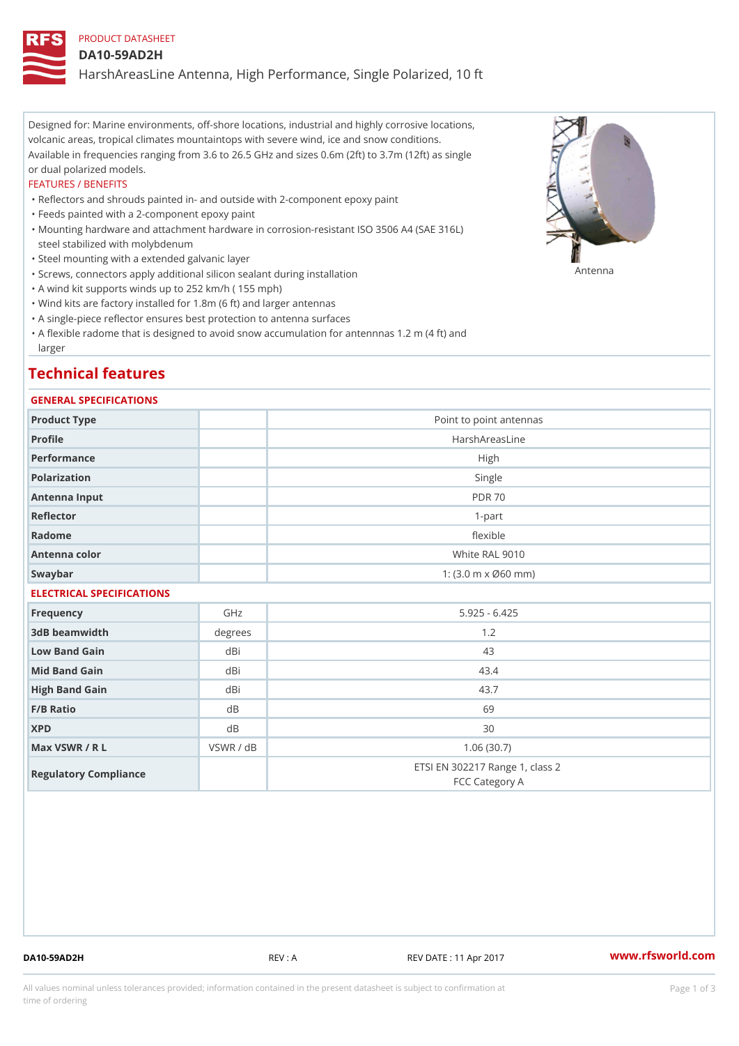PRODUCT DATASHEET

# DA10-59AD2H

## HarshAreasLine Antenna, High Performance, Single Polarized, 10 ft

Designed for: Marine environments, off-shore locations, industrial and highly corrosive locations, volcanic areas, tropical climates mountaintops with severe wind, ice and snow conditions. Available in frequencies ranging from 3.6 to 26.5 GHz and sizes 0.6m (2ft) to 3.7m (12ft) as single or dual polarized models.

FEATURES / BENEFITS

- Reflectors and shrouds painted in- and outside with 2-component epoxy paint
- Feeds painted with a 2-component epoxy paint
- Mounting hardware and attachment hardware in corrosion-resistant ISO 3506 A4 (SAE 316L) steel stabilized with molybdenum
- Steel mounting with a extended galvanic layer
- Screws, connectors apply additional silicon sealant during installation
- A wind kit supports winds up to 252 km/h ( 155 mph)
- Wind kits are factory installed for 1.8m (6 ft) and larger antennas
- A single-piece reflector ensures best protection to antenna surfaces
- A flexible radome that is designed to avoid snow accumulation for antennnas 1.2 m (4 ft) and larger

Antenna

## Technical features

### GENERAL SPECIFICATIONS

| | | |
|---|---|---|
| Product Type | | Point to point antennas |
| Profile | | HarshAreasLine |
| Performance | | High |
| Polarization | | Single |
| Antenna Input | | PDR 70 |
| Reflector | | 1-part |
| Radome | | flexible |
| Antenna color | | White RAL 9010 |
| Swaybar | | 1: (3.0 m x Ø60 mm) |

### ELECTRICAL SPECIFICATIONS

| | | |
|---|---|---|
| Frequency | GHz | 5.925 - 6.425 |
| 3dB beamwidth | degrees | 1.2 |
| Low Band Gain | dBi | 43 |
| Mid Band Gain | dBi | 43.4 |
| High Band Gain | dBi | 43.7 |
| F/B Ratio | dB | 69 |
| XPD | dB | 30 |
| Max VSWR / R L | VSWR / dB | 1.06 (30.7) |
| Regulatory Compliance | | ETSI EN 302217 Range 1, class 2<br>FCC Category A |

DA10-59AD2H REV : A REV DATE : 11 Apr 2017 www.rfsworld.com

All values nominal unless tolerances provided; information contained in the present datasheet is subject to confirmation at time of ordering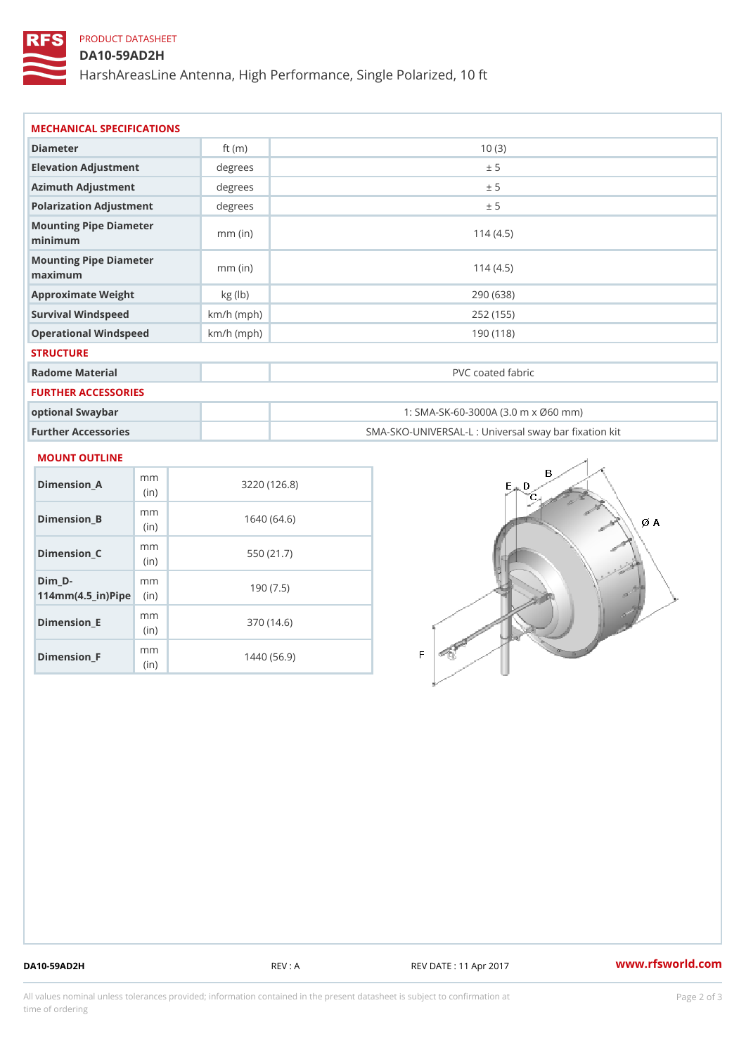PRODUCT DATASHEET

# DA10-59AD2H

HarshAreasLine Antenna, High Performance, Single Polarized, 10 ft

## MECHANICAL SPECIFICATIONS

| | | |
|---|---|---|
| Diameter | ft (m) | 10 (3) |
| Elevation Adjustment | degrees | ± 5 |
| Azimuth Adjustment | degrees | ± 5 |
| Polarization Adjustment | degrees | ± 5 |
| Mounting Pipe Diameter minimum | mm (in) | 114 (4.5) |
| Mounting Pipe Diameter maximum | mm (in) | 114 (4.5) |
| Approximate Weight | kg (lb) | 290 (638) |
| Survival Windspeed | km/h (mph) | 252 (155) |
| Operational Windspeed | km/h (mph) | 190 (118) |

## STRUCTURE

| | | |
|---|---|---|
| Radome Material | | PVC coated fabric |

## FURTHER ACCESSORIES

| | | |
|---|---|---|
| optional Swaybar | | 1: SMA-SK-60-3000A (3.0 m x Ø60 mm) |
| Further Accessories | | SMA-SKO-UNIVERSAL-L : Universal sway bar fixation kit |

## MOUNT OUTLINE

| | | |
|---|---|---|
| Dimension_A | mm (in) | 3220 (126.8) |
| Dimension_B | mm (in) | 1640 (64.6) |
| Dimension_C | mm (in) | 550 (21.7) |
| Dim_D-114mm(4.5_in)Pipe | mm (in) | 190 (7.5) |
| Dimension_E | mm (in) | 370 (14.6) |
| Dimension_F | mm (in) | 1440 (56.9) |

DA10-59AD2H REV : A REV DATE : 11 Apr 2017 www.rfsworld.com

All values nominal unless tolerances provided; information contained in the present datasheet is subject to confirmation at time of ordering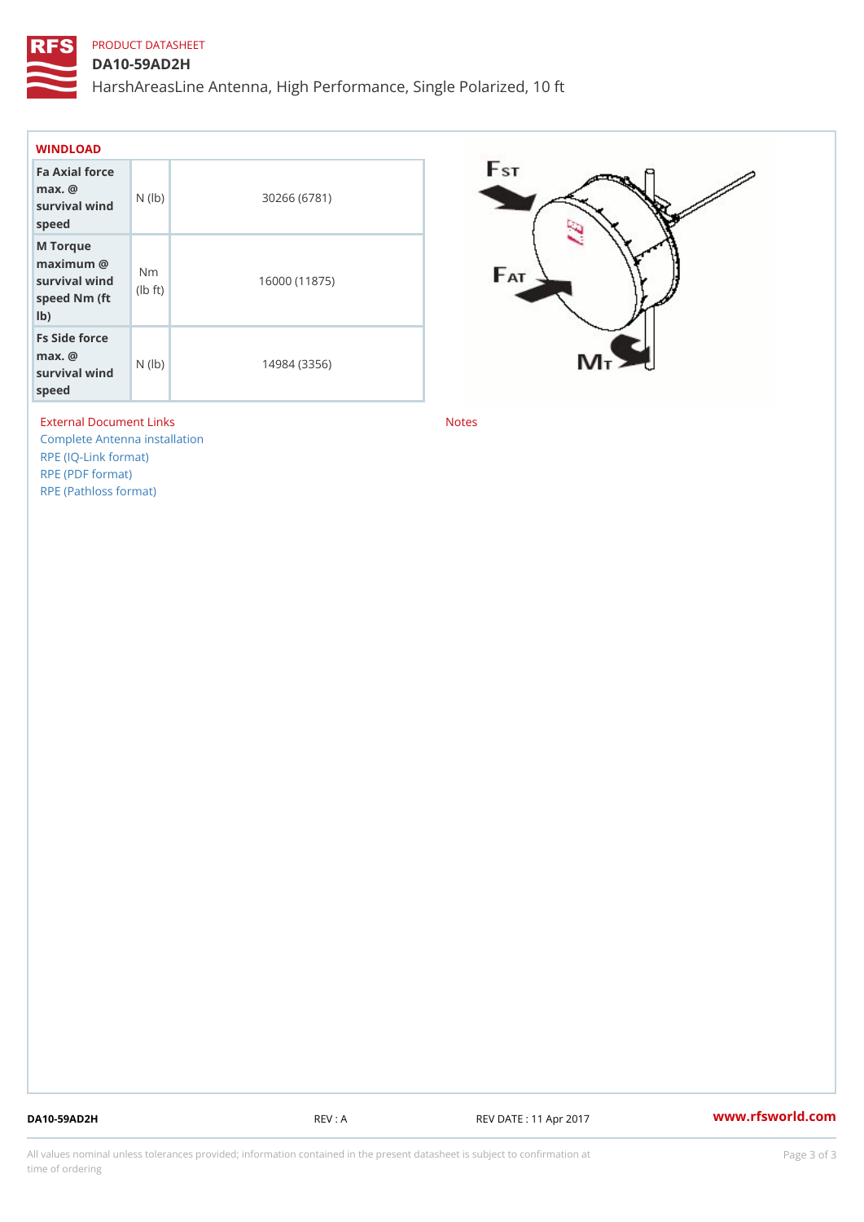PRODUCT DATASHEET

# DA10-59AD2H

HarshAreasLine Antenna, High Performance, Single Polarized, 10 ft

## WINDLOAD

| | | |
|---|---|---|
| Fa Axial force max. @ survival wind speed | N (lb) | 30266 (6781) |
| M Torque maximum @ survival wind speed Nm (ft lb) | Nm (lb ft) | 16000 (11875) |
| Fs Side force max. @ survival wind speed | N (lb) | 14984 (3356) |

FST

FAT

MT

External Document Links

Complete Antenna installation

RPE (IQ-Link format)

RPE (PDF format)

RPE (Pathloss format)

Notes

DA10-59AD2H REV : A REV DATE : 11 Apr 2017 www.rfsworld.com

All values nominal unless tolerances provided; information contained in the present datasheet is subject to confirmation at time of ordering